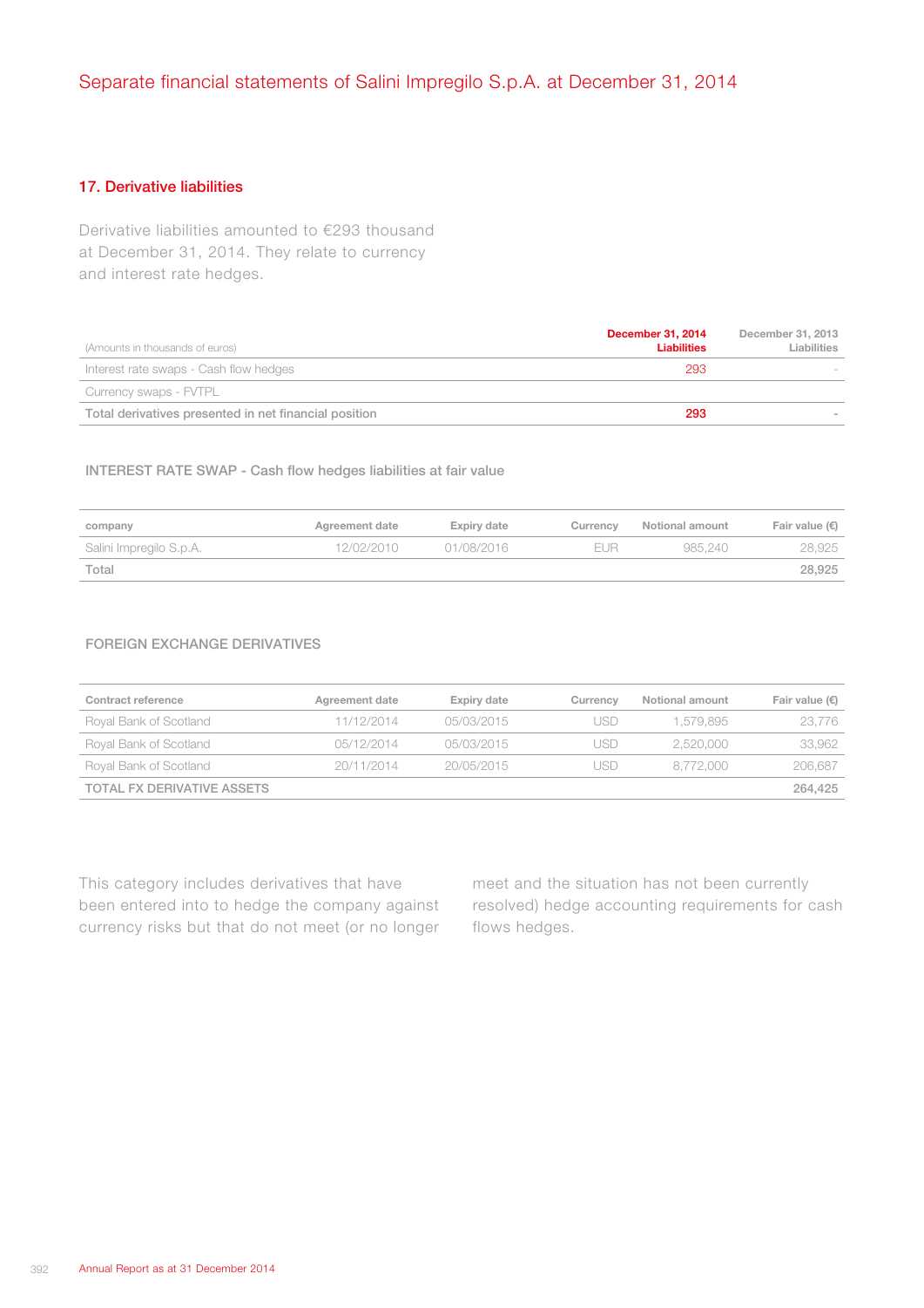## 17. Derivative liabilities

Derivative liabilities amounted to €293 thousand at December 31, 2014. They relate to currency and interest rate hedges.

| (Amounts in thousands of euros) | December 31, 2014 Liabilities | December 31, 2013 Liabilities |
|---|---|---|
| Interest rate swaps - Cash flow hedges | 293 | - |
| Currency swaps - FVTPL | | |
| **Total derivatives presented in net financial position** | **293** | **-** |

### INTEREST RATE SWAP - Cash flow hedges liabilities at fair value

| company | Agreement date | Expiry date | Currency | Notional amount | Fair value (€) |
|---|---|---|---|---|---|
| Salini Impregilo S.p.A. | 12/02/2010 | 01/08/2016 | EUR | 985,240 | 28,925 |
| **Total** | | | | | **28,925** |

### FOREIGN EXCHANGE DERIVATIVES

| Contract reference | Agreement date | Expiry date | Currency | Notional amount | Fair value (€) |
|---|---|---|---|---|---|
| Royal Bank of Scotland | 11/12/2014 | 05/03/2015 | USD | 1,579,895 | 23,776 |
| Royal Bank of Scotland | 05/12/2014 | 05/03/2015 | USD | 2,520,000 | 33,962 |
| Royal Bank of Scotland | 20/11/2014 | 20/05/2015 | USD | 8,772,000 | 206,687 |
| **TOTAL FX DERIVATIVE ASSETS** | | | | | **264,425** |

This category includes derivatives that have been entered into to hedge the company against currency risks but that do not meet (or no longer meet and the situation has not been currently resolved) hedge accounting requirements for cash flows hedges.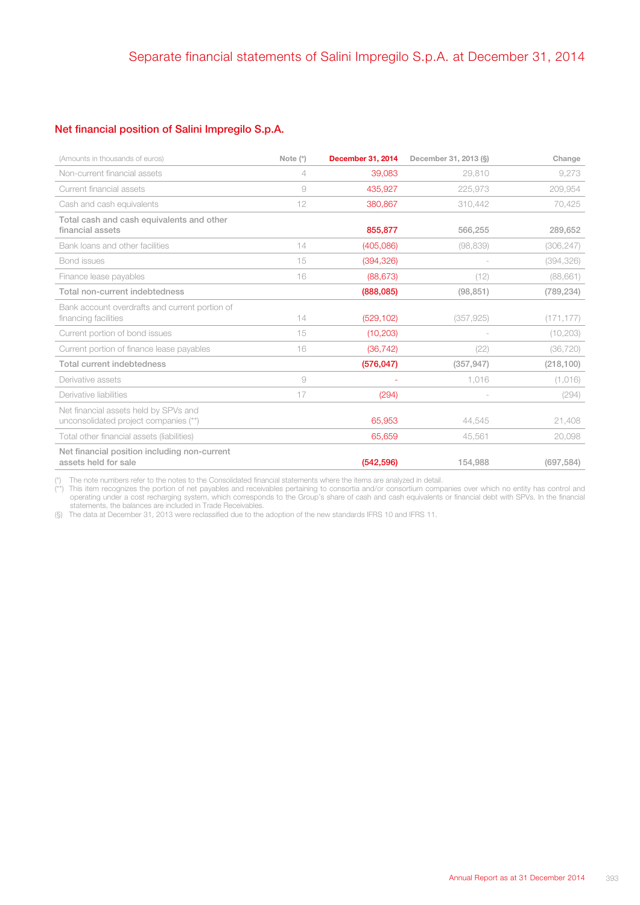## Net financial position of Salini Impregilo S.p.A.

| (Amounts in thousands of euros) | Note (*) | December 31, 2014 | December 31, 2013 (§) | Change |
|---|---|---|---|---|
| Non-current financial assets | 4 | 39,083 | 29,810 | 9,273 |
| Current financial assets | 9 | 435,927 | 225,973 | 209,954 |
| Cash and cash equivalents | 12 | 380,867 | 310,442 | 70,425 |
| **Total cash and cash equivalents and other financial assets** | | **855,877** | **566,255** | **289,652** |
| Bank loans and other facilities | 14 | (405,086) | (98,839) | (306,247) |
| Bond issues | 15 | (394,326) | - | (394,326) |
| Finance lease payables | 16 | (88,673) | (12) | (88,661) |
| **Total non-current indebtedness** | | **(888,085)** | **(98,851)** | **(789,234)** |
| Bank account overdrafts and current portion of financing facilities | 14 | (529,102) | (357,925) | (171,177) |
| Current portion of bond issues | 15 | (10,203) | - | (10,203) |
| Current portion of finance lease payables | 16 | (36,742) | (22) | (36,720) |
| **Total current indebtedness** | | **(576,047)** | **(357,947)** | **(218,100)** |
| Derivative assets | 9 | - | 1,016 | (1,016) |
| Derivative liabilities | 17 | (294) | - | (294) |
| Net financial assets held by SPVs and unconsolidated project companies (**) | | 65,953 | 44,545 | 21,408 |
| Total other financial assets (liabilities) | | 65,659 | 45,561 | 20,098 |
| **Net financial position including non-current assets held for sale** | | **(542,596)** | **154,988** | **(697,584)** |

(*) The note numbers refer to the notes to the Consolidated financial statements where the items are analyzed in detail.

(**) This item recognizes the portion of net payables and receivables pertaining to consortia and/or consortium companies over which no entity has control and operating under a cost recharging system, which corresponds to the Group's share of cash and cash equivalents or financial debt with SPVs. In the financial statements, the balances are included in Trade Receivables.

(§) The data at December 31, 2013 were reclassified due to the adoption of the new standards IFRS 10 and IFRS 11.